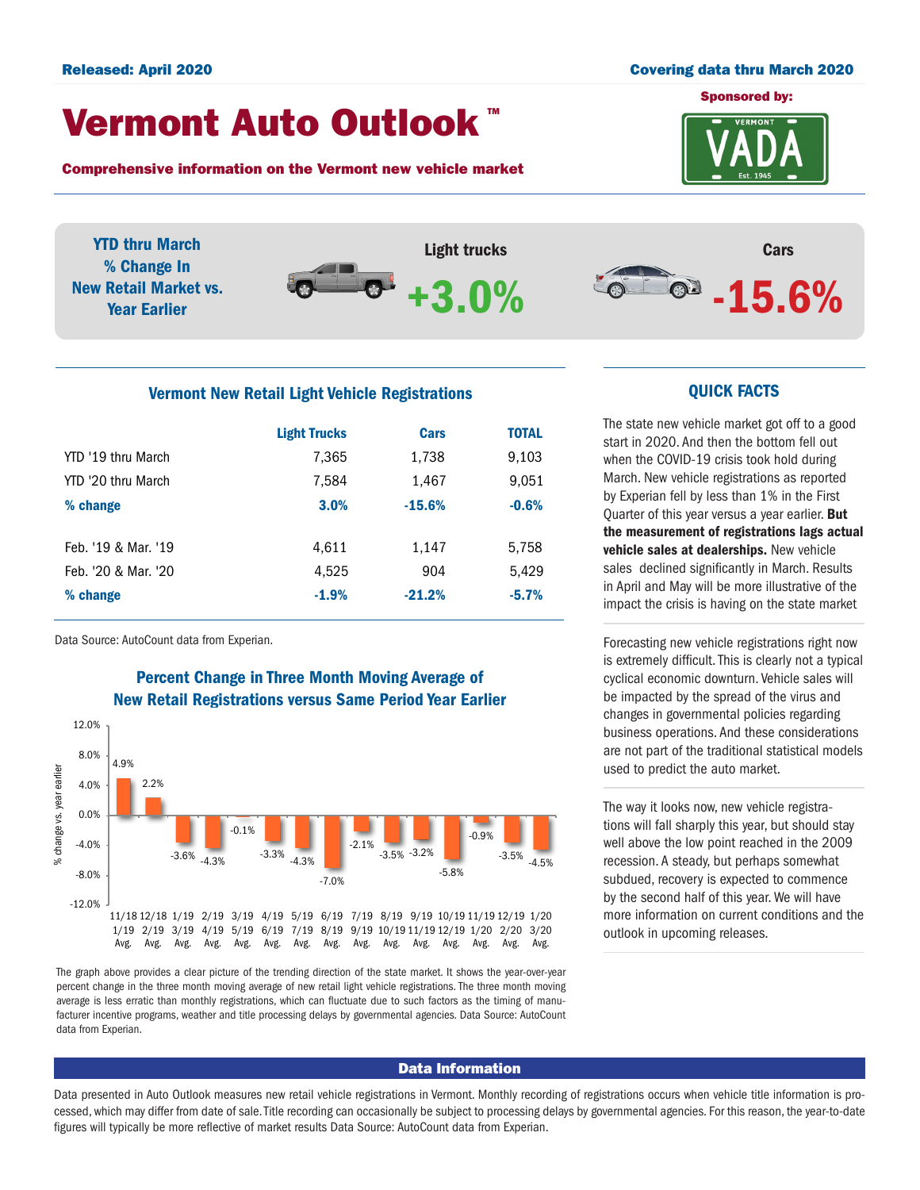Released: April 2020

Covering data thru March 2020

# Vermont Auto Outlook ™

**Comprehensive information on the Vermont new vehicle market**

Sponsored by: VADA

## YTD thru March % Change In New Retail Market vs. Year Earlier

| Light trucks | Cars |
|---|---|
| +3.0% | -15.6% |

### Vermont New Retail Light Vehicle Registrations

| | Light Trucks | Cars | TOTAL |
|---|---|---|---|
| YTD '19 thru March | 7,365 | 1,738 | 9,103 |
| YTD '20 thru March | 7,584 | 1,467 | 9,051 |
| **% change** | **3.0%** | **-15.6%** | **-0.6%** |
| Feb. '19 & Mar. '19 | 4,611 | 1,147 | 5,758 |
| Feb. '20 & Mar. '20 | 4,525 | 904 | 5,429 |
| **% change** | **-1.9%** | **-21.2%** | **-5.7%** |

Data Source: AutoCount data from Experian.

### Percent Change in Three Month Moving Average of New Retail Registrations versus Same Period Year Earlier

| Period | % change vs. year earlier |
|---|---|
| 11/18 1/19 Avg. | 4.9% |
| 12/18 2/19 Avg. | 2.2% |
| 1/19 3/19 Avg. | -3.6% |
| 2/19 4/19 Avg. | -4.3% |
| 3/19 5/19 Avg. | -0.1% |
| 4/19 6/19 Avg. | -3.3% |
| 5/19 7/19 Avg. | -4.3% |
| 6/19 8/19 Avg. | -7.0% |
| 7/19 9/19 Avg. | -2.1% |
| 8/19 10/19 Avg. | -3.5% |
| 9/19 11/19 Avg. | -3.2% |
| 10/19 12/19 Avg. | -5.8% |
| 11/19 1/20 Avg. | -0.9% |
| 12/19 2/20 Avg. | -3.5% |
| 1/20 3/20 Avg. | -4.5% |

The graph above provides a clear picture of the trending direction of the state market. It shows the year-over-year percent change in the three month moving average of new retail light vehicle registrations. The three month moving average is less erratic than monthly registrations, which can fluctuate due to such factors as the timing of manufacturer incentive programs, weather and title processing delays by governmental agencies. Data Source: AutoCount data from Experian.

### QUICK FACTS

The state new vehicle market got off to a good start in 2020. And then the bottom fell out when the COVID-19 crisis took hold during March. New vehicle registrations as reported by Experian fell by less than 1% in the First Quarter of this year versus a year earlier. **But the measurement of registrations lags actual vehicle sales at dealerships.** New vehicle sales declined significantly in March. Results in April and May will be more illustrative of the impact the crisis is having on the state market

Forecasting new vehicle registrations right now is extremely difficult. This is clearly not a typical cyclical economic downturn. Vehicle sales will be impacted by the spread of the virus and changes in governmental policies regarding business operations. And these considerations are not part of the traditional statistical models used to predict the auto market.

The way it looks now, new vehicle registrations will fall sharply this year, but should stay well above the low point reached in the 2009 recession. A steady, but perhaps somewhat subdued, recovery is expected to commence by the second half of this year. We will have more information on current conditions and the outlook in upcoming releases.

### Data Information

Data presented in Auto Outlook measures new retail vehicle registrations in Vermont. Monthly recording of registrations occurs when vehicle title information is processed, which may differ from date of sale. Title recording can occasionally be subject to processing delays by governmental agencies. For this reason, the year-to-date figures will typically be more reflective of market results Data Source: AutoCount data from Experian.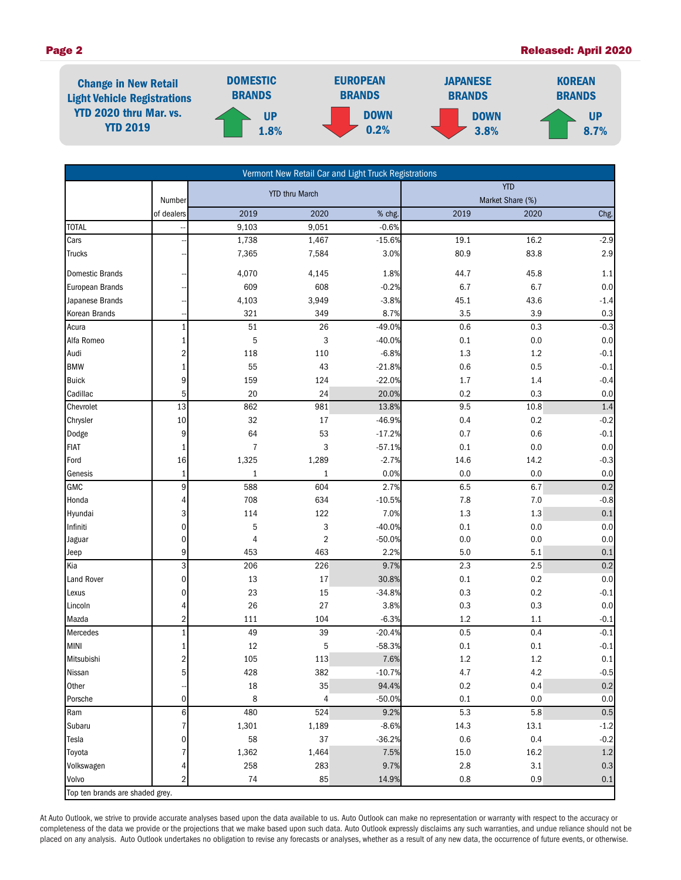**Change in New Retail Light Vehicle Registrations YTD 2020 thru Mar. vs. YTD 2019**

| DOMESTIC BRANDS | EUROPEAN BRANDS | JAPANESE BRANDS | KOREAN BRANDS |
|---|---|---|---|
| UP 1.8% | DOWN 0.2% | DOWN 3.8% | UP 8.7% |

| Vermont New Retail Car and Light Truck Registrations | | | | | | | |
|---|---|---|---|---|---|---|---|
| | Number | YTD thru March | | | YTD Market Share (%) | | |
| | of dealers | 2019 | 2020 | % chg. | 2019 | 2020 | Chg. |
| TOTAL | -- | 9,103 | 9,051 | -0.6% | | | |
| Cars | -- | 1,738 | 1,467 | -15.6% | 19.1 | 16.2 | -2.9 |
| Trucks | -- | 7,365 | 7,584 | 3.0% | 80.9 | 83.8 | 2.9 |
| Domestic Brands | -- | 4,070 | 4,145 | 1.8% | 44.7 | 45.8 | 1.1 |
| European Brands | -- | 609 | 608 | -0.2% | 6.7 | 6.7 | 0.0 |
| Japanese Brands | -- | 4,103 | 3,949 | -3.8% | 45.1 | 43.6 | -1.4 |
| Korean Brands | -- | 321 | 349 | 8.7% | 3.5 | 3.9 | 0.3 |
| Acura | 1 | 51 | 26 | -49.0% | 0.6 | 0.3 | -0.3 |
| Alfa Romeo | 1 | 5 | 3 | -40.0% | 0.1 | 0.0 | 0.0 |
| Audi | 2 | 118 | 110 | -6.8% | 1.3 | 1.2 | -0.1 |
| BMW | 1 | 55 | 43 | -21.8% | 0.6 | 0.5 | -0.1 |
| Buick | 9 | 159 | 124 | -22.0% | 1.7 | 1.4 | -0.4 |
| Cadillac | 5 | 20 | 24 | 20.0% | 0.2 | 0.3 | 0.0 |
| Chevrolet | 13 | 862 | 981 | 13.8% | 9.5 | 10.8 | 1.4 |
| Chrysler | 10 | 32 | 17 | -46.9% | 0.4 | 0.2 | -0.2 |
| Dodge | 9 | 64 | 53 | -17.2% | 0.7 | 0.6 | -0.1 |
| FIAT | 1 | 7 | 3 | -57.1% | 0.1 | 0.0 | 0.0 |
| Ford | 16 | 1,325 | 1,289 | -2.7% | 14.6 | 14.2 | -0.3 |
| Genesis | 1 | 1 | 1 | 0.0% | 0.0 | 0.0 | 0.0 |
| GMC | 9 | 588 | 604 | 2.7% | 6.5 | 6.7 | 0.2 |
| Honda | 4 | 708 | 634 | -10.5% | 7.8 | 7.0 | -0.8 |
| Hyundai | 3 | 114 | 122 | 7.0% | 1.3 | 1.3 | 0.1 |
| Infiniti | 0 | 5 | 3 | -40.0% | 0.1 | 0.0 | 0.0 |
| Jaguar | 0 | 4 | 2 | -50.0% | 0.0 | 0.0 | 0.0 |
| Jeep | 9 | 453 | 463 | 2.2% | 5.0 | 5.1 | 0.1 |
| Kia | 3 | 206 | 226 | 9.7% | 2.3 | 2.5 | 0.2 |
| Land Rover | 0 | 13 | 17 | 30.8% | 0.1 | 0.2 | 0.0 |
| Lexus | 0 | 23 | 15 | -34.8% | 0.3 | 0.2 | -0.1 |
| Lincoln | 4 | 26 | 27 | 3.8% | 0.3 | 0.3 | 0.0 |
| Mazda | 2 | 111 | 104 | -6.3% | 1.2 | 1.1 | -0.1 |
| Mercedes | 1 | 49 | 39 | -20.4% | 0.5 | 0.4 | -0.1 |
| MINI | 1 | 12 | 5 | -58.3% | 0.1 | 0.1 | -0.1 |
| Mitsubishi | 2 | 105 | 113 | 7.6% | 1.2 | 1.2 | 0.1 |
| Nissan | 5 | 428 | 382 | -10.7% | 4.7 | 4.2 | -0.5 |
| Other | -- | 18 | 35 | 94.4% | 0.2 | 0.4 | 0.2 |
| Porsche | 0 | 8 | 4 | -50.0% | 0.1 | 0.0 | 0.0 |
| Ram | 6 | 480 | 524 | 9.2% | 5.3 | 5.8 | 0.5 |
| Subaru | 7 | 1,301 | 1,189 | -8.6% | 14.3 | 13.1 | -1.2 |
| Tesla | 0 | 58 | 37 | -36.2% | 0.6 | 0.4 | -0.2 |
| Toyota | 7 | 1,362 | 1,464 | 7.5% | 15.0 | 16.2 | 1.2 |
| Volkswagen | 4 | 258 | 283 | 9.7% | 2.8 | 3.1 | 0.3 |
| Volvo | 2 | 74 | 85 | 14.9% | 0.8 | 0.9 | 0.1 |

Top ten brands are shaded grey.

At Auto Outlook, we strive to provide accurate analyses based upon the data available to us. Auto Outlook can make no representation or warranty with respect to the accuracy or completeness of the data we provide or the projections that we make based upon such data. Auto Outlook expressly disclaims any such warranties, and undue reliance should not be placed on any analysis. Auto Outlook undertakes no obligation to revise any forecasts or analyses, whether as a result of any new data, the occurrence of future events, or otherwise.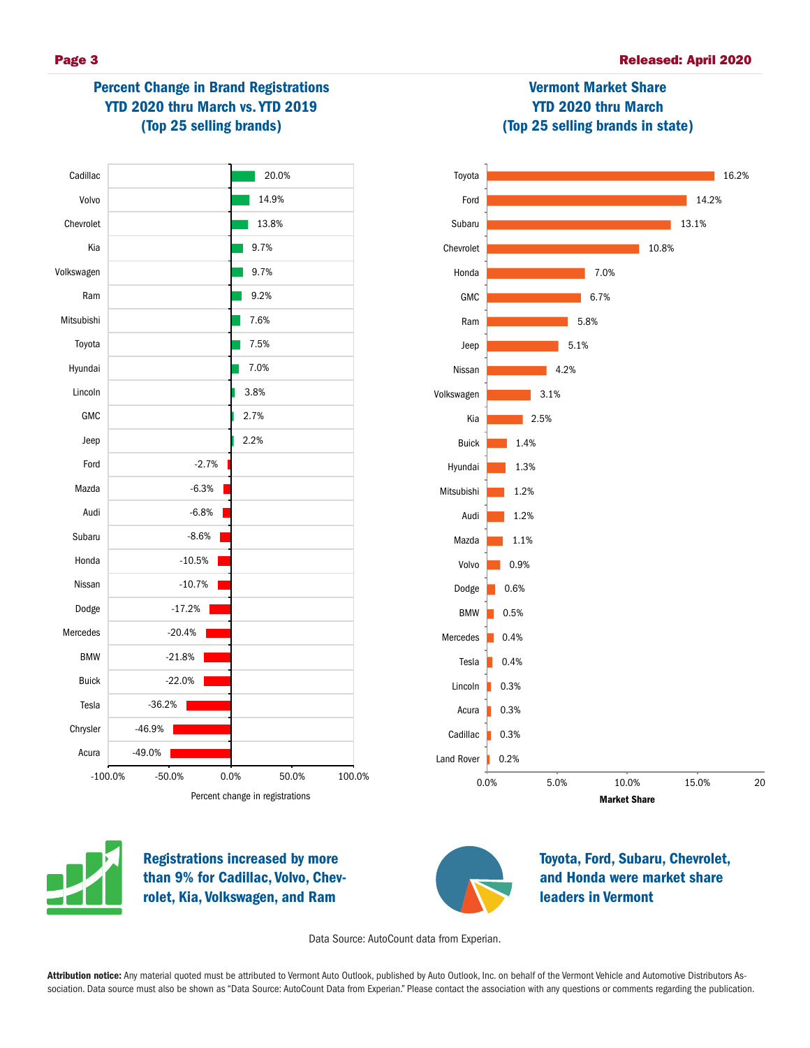## Percent Change in Brand Registrations YTD 2020 thru March vs. YTD 2019 (Top 25 selling brands)

| Brand | Percent change in registrations |
|---|---|
| Cadillac | 20.0% |
| Volvo | 14.9% |
| Chevrolet | 13.8% |
| Kia | 9.7% |
| Volkswagen | 9.7% |
| Ram | 9.2% |
| Mitsubishi | 7.6% |
| Toyota | 7.5% |
| Hyundai | 7.0% |
| Lincoln | 3.8% |
| GMC | 2.7% |
| Jeep | 2.2% |
| Ford | -2.7% |
| Mazda | -6.3% |
| Audi | -6.8% |
| Subaru | -8.6% |
| Honda | -10.5% |
| Nissan | -10.7% |
| Dodge | -17.2% |
| Mercedes | -20.4% |
| BMW | -21.8% |
| Buick | -22.0% |
| Tesla | -36.2% |
| Chrysler | -46.9% |
| Acura | -49.0% |

## Vermont Market Share YTD 2020 thru March (Top 25 selling brands in state)

| Brand | Market Share |
|---|---|
| Toyota | 16.2% |
| Ford | 14.2% |
| Subaru | 13.1% |
| Chevrolet | 10.8% |
| Honda | 7.0% |
| GMC | 6.7% |
| Ram | 5.8% |
| Jeep | 5.1% |
| Nissan | 4.2% |
| Volkswagen | 3.1% |
| Kia | 2.5% |
| Buick | 1.4% |
| Hyundai | 1.3% |
| Mitsubishi | 1.2% |
| Audi | 1.2% |
| Mazda | 1.1% |
| Volvo | 0.9% |
| Dodge | 0.6% |
| BMW | 0.5% |
| Mercedes | 0.4% |
| Tesla | 0.4% |
| Lincoln | 0.3% |
| Acura | 0.3% |
| Cadillac | 0.3% |
| Land Rover | 0.2% |

**Registrations increased by more than 9% for Cadillac, Volvo, Chevrolet, Kia, Volkswagen, and Ram**

**Toyota, Ford, Subaru, Chevrolet, and Honda were market share leaders in Vermont**

Data Source: AutoCount data from Experian.

**Attribution notice:** Any material quoted must be attributed to Vermont Auto Outlook, published by Auto Outlook, Inc. on behalf of the Vermont Vehicle and Automotive Distributors Association. Data source must also be shown as "Data Source: AutoCount Data from Experian." Please contact the association with any questions or comments regarding the publication.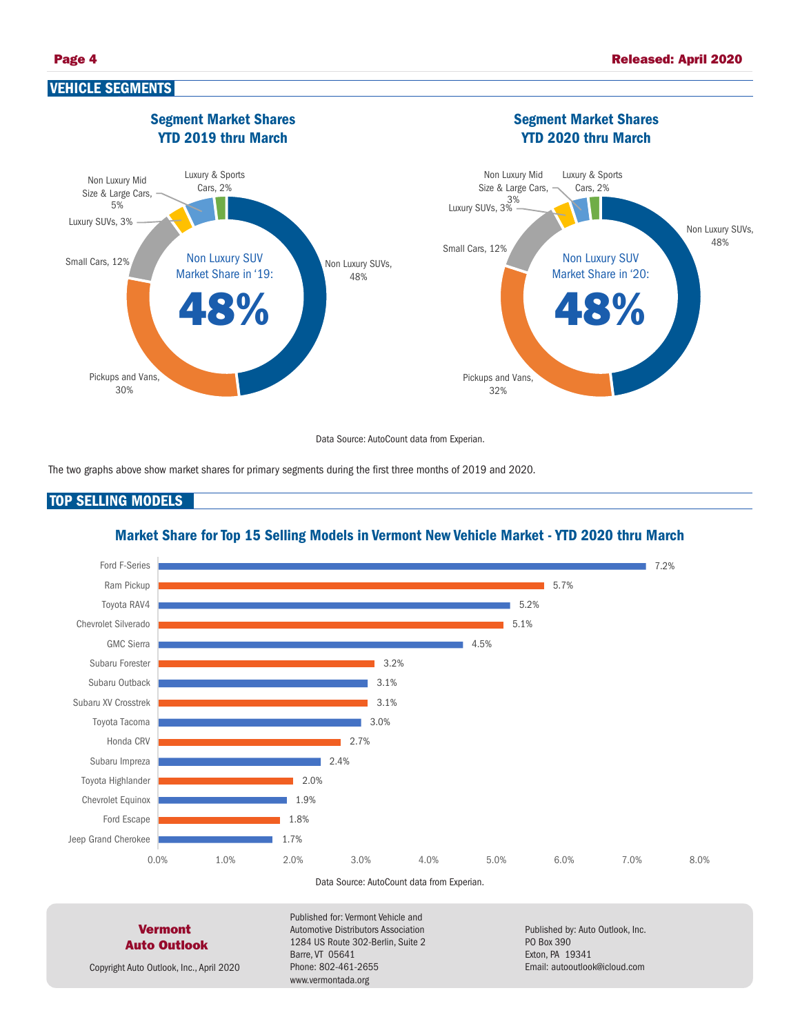## VEHICLE SEGMENTS

**Segment Market Shares YTD 2019 thru March**

Luxury & Sports Cars, 2%
Non Luxury Mid Size & Large Cars, 5%
Luxury SUVs, 3%
Small Cars, 12%
Pickups and Vans, 30%
Non Luxury SUVs, 48%

Non Luxury SUV Market Share in '19:
48%

**Segment Market Shares YTD 2020 thru March**

Non Luxury Mid Size & Large Cars, 3%
Luxury & Sports Cars, 2%
Luxury SUVs, 3%
Small Cars, 12%
Pickups and Vans, 32%
Non Luxury SUVs, 48%

Non Luxury SUV Market Share in '20:
48%

Data Source: AutoCount data from Experian.

The two graphs above show market shares for primary segments during the first three months of 2019 and 2020.

## TOP SELLING MODELS

**Market Share for Top 15 Selling Models in Vermont New Vehicle Market - YTD 2020 thru March**

Ford F-Series 7.2%
Ram Pickup 5.7%
Toyota RAV4 5.2%
Chevrolet Silverado 5.1%
GMC Sierra 4.5%
Subaru Forester 3.2%
Subaru Outback 3.1%
Subaru XV Crosstrek 3.1%
Toyota Tacoma 3.0%
Honda CRV 2.7%
Subaru Impreza 2.4%
Toyota Highlander 2.0%
Chevrolet Equinox 1.9%
Ford Escape 1.8%
Jeep Grand Cherokee 1.7%

0.0% 1.0% 2.0% 3.0% 4.0% 5.0% 6.0% 7.0% 8.0%

Data Source: AutoCount data from Experian.

**Vermont Auto Outlook**

Copyright Auto Outlook, Inc., April 2020

Published for: Vermont Vehicle and Automotive Distributors Association
1284 US Route 302-Berlin, Suite 2
Barre, VT 05641
Phone: 802-461-2655
www.vermontada.org

Published by: Auto Outlook, Inc.
PO Box 390
Exton, PA 19341
Email: autooutlook@icloud.com